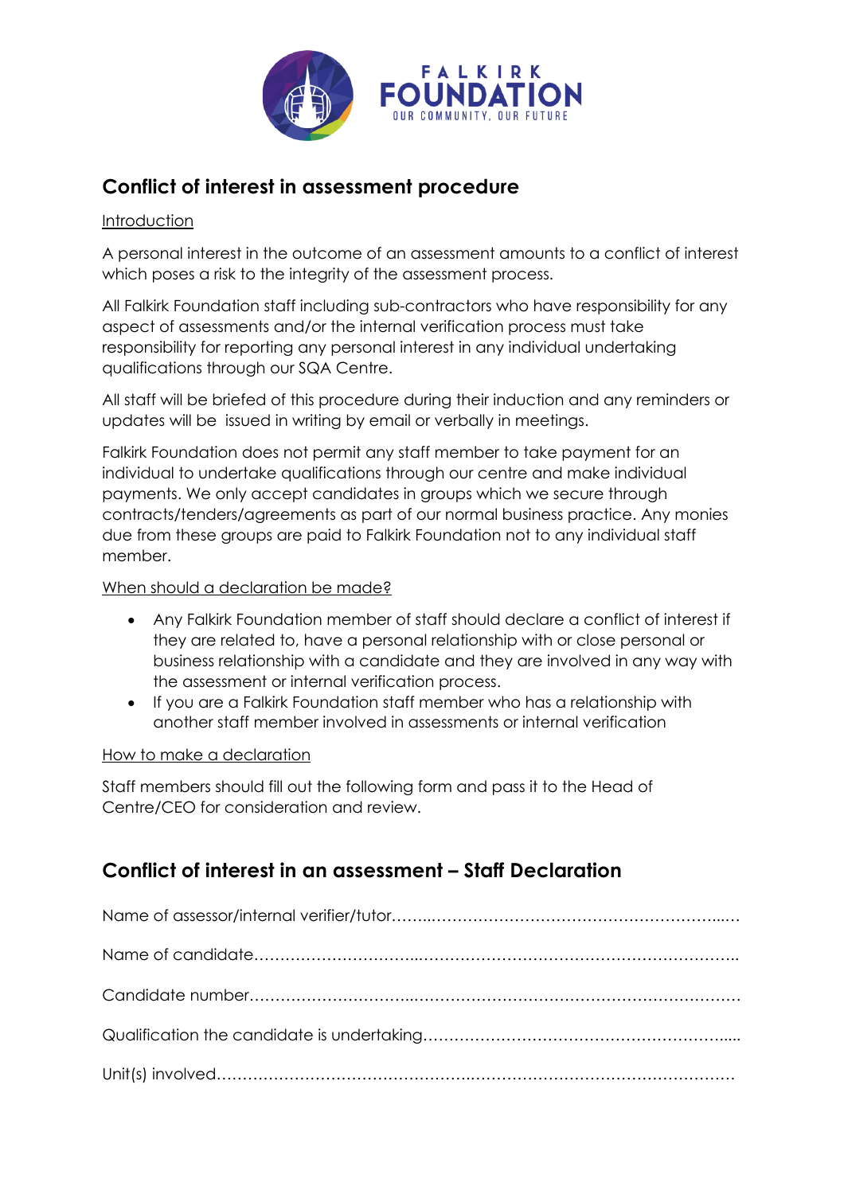## Conflict of interest in assessment procedure

Introduction

A personal interest in the outcome of an assessment amounts to a conflict of interest which poses a risk to the integrity of the assessment process.

All Falkirk Foundation staff including sub-contractors who have responsibility for any aspect of assessments and/or the internal verification process must take responsibility for reporting any personal interest in any individual undertaking qualifications through our SQA Centre.

All staff will be briefed of this procedure during their induction and any reminders or updates will be issued in writing by email or verbally in meetings.

Falkirk Foundation does not permit any staff member to take payment for an individual to undertake qualifications through our centre and make individual payments. We only accept candidates in groups which we secure through contracts/tenders/agreements as part of our normal business practice. Any monies due from these groups are paid to Falkirk Foundation not to any individual staff member.

When should a declaration be made?

- Any Falkirk Foundation member of staff should declare a conflict of interest if they are related to, have a personal relationship with or close personal or business relationship with a candidate and they are involved in any way with the assessment or internal verification process.
- If you are a Falkirk Foundation staff member who has a relationship with another staff member involved in assessments or internal verification

How to make a declaration

Staff members should fill out the following form and pass it to the Head of Centre/CEO for consideration and review.

## Conflict of interest in an assessment – Staff Declaration

Name of assessor/internal verifier/tutor……..…………………………………………………..…

Name of candidate…………………………...……………………………………………………..

Candidate number…………………………...………………………………………………………

Qualification the candidate is undertaking…………………………………………………......

Unit(s) involved…………………………………………..……………………………………………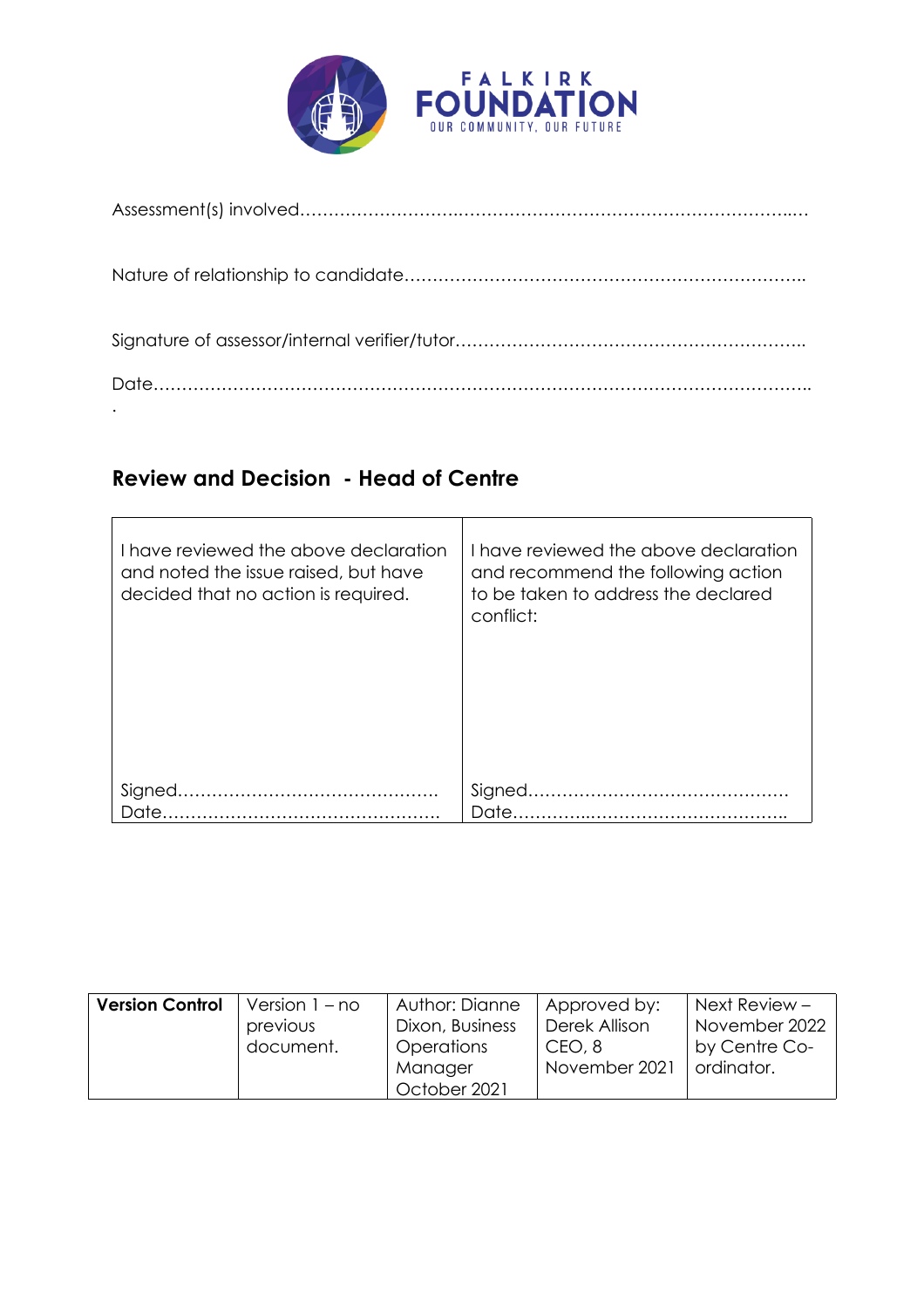Assessment(s) involved……………………….…………………………………………………..…

Nature of relationship to candidate……………………………………………………………..

Signature of assessor/internal verifier/tutor……………………………………………………..

Date……………………………………………………………………………………………..
.

## Review and Decision - Head of Centre

| | |
|---|---|
| I have reviewed the above declaration and noted the issue raised, but have decided that no action is required.<br><br>Signed………………………………………<br>Date………………………………………… | I have reviewed the above declaration and recommend the following action to be taken to address the declared conflict:<br><br>Signed………………………………………<br>Date…………..…………………………….. |

| | | | | |
|---|---|---|---|---|
| **Version Control** | Version 1 – no previous document. | Author: Dianne Dixon, Business Operations Manager October 2021 | Approved by: Derek Allison CEO, 8 November 2021 | Next Review – November 2022 by Centre Co-ordinator. |